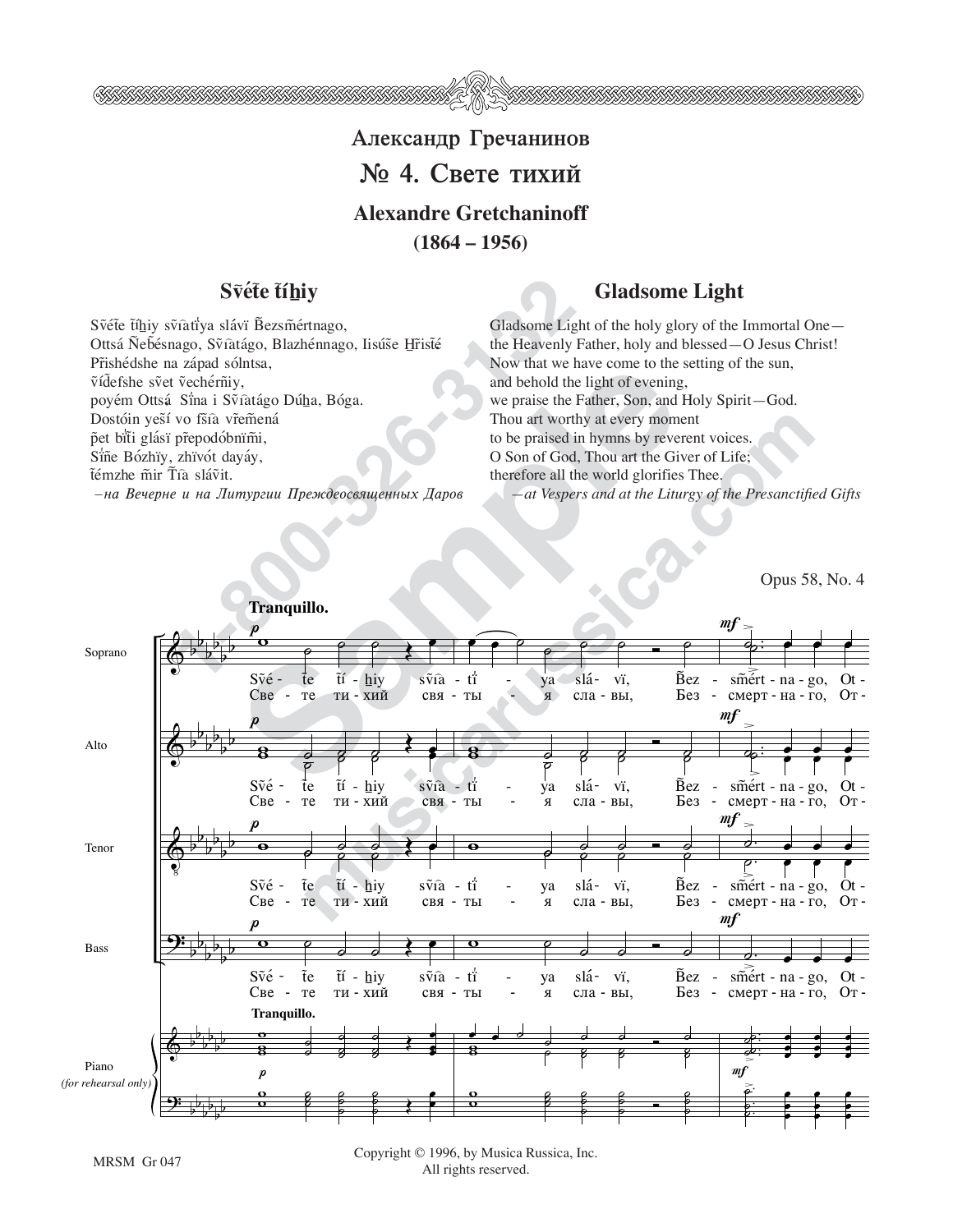# Александр Гречанинов

## № 4. Свете тихий

### Alexandre Gretchaninoff

**(1864 – 1956)**

### Sv̈éẗe ẗíhiy

Sv̈éẗe ẗíhiy sv̈i͡aẗïya slávï B̈ezsm̈értnago,
Ottsá N̈eb̈ésnago, Sv̈i͡atágo, Blazhénnago, Iisús̈e Hrisẗé
P̈rishédshe na západ sólntsa,
v̈íd̈efshe sv̈et v̈echérn̈iy,
poyém Ottsá S̈ína i Sv̈i͡atágo Dúha, Bóga.
Dostóin yes̈í vo fs̈i͡a v̈rem̈ená
p̈et b̈íẗi glásï p̈repodóbnïm̈i,
S̈ín̈e Bózhïy, zhïvót dayáy,
ẗémzhe m̈ir T̈i͡a sláv̈it.

*– на Вечерне и на Литургии Преждеосвященных Даров*

### Gladsome Light

Gladsome Light of the holy glory of the Immortal One—
the Heavenly Father, holy and blessed—O Jesus Christ!
Now that we have come to the setting of the sun,
and behold the light of evening,
we praise the Father, Son, and Holy Spirit—God.
Thou art worthy at every moment
to be praised in hymns by reverent voices.
O Son of God, Thou art the Giver of Life;
therefore all the world glorifies Thee.

*—at Vespers and at the Liturgy of the Presanctified Gifts*

Opus 58, No. 4

**Tranquillo.**

Soprano, Alto, Tenor, Bass

Sv̈é - ẗe ẗí - hiy sv̈i͡a - ẗï - ya slá - vï, B̈ez - sm̈ért - na - go, Ot -
Све - те ти - хий свя - ты - я сла - вы, Без - смерт - на - го, От -

Piano (for rehearsal only)

Copyright © 1996, by Musica Russica, Inc.
All rights reserved.

MRSM Gr 047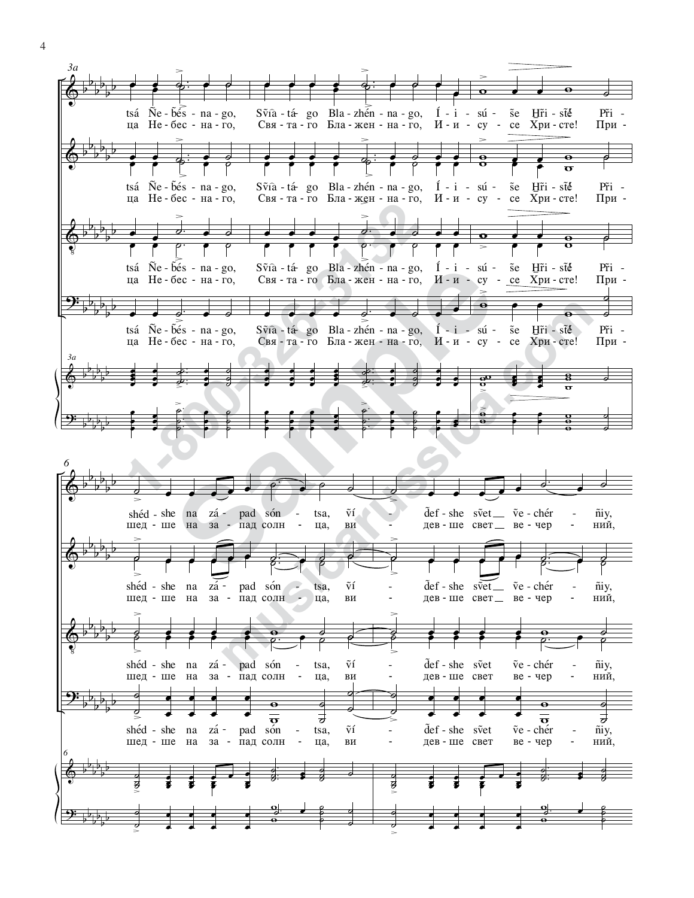3a

tsá Ñe - bés - na - go, Sv̑ia - tá - go Bla - zhén - na - go, Í - i - sú - se H̱ri - stě Pri -

ца Не - бес - на - го, Свя - та - го Бла - жен - на - го, И - и - су - се Хри - сте! При -

6

shéd - she na zá - pad són - tsa, v̑í - d̃ef - she sv̑et ṽe - chér - ñiy,

шед - ше на за - пад солн - ца, ви - дев - ше свет ве - чер - ний,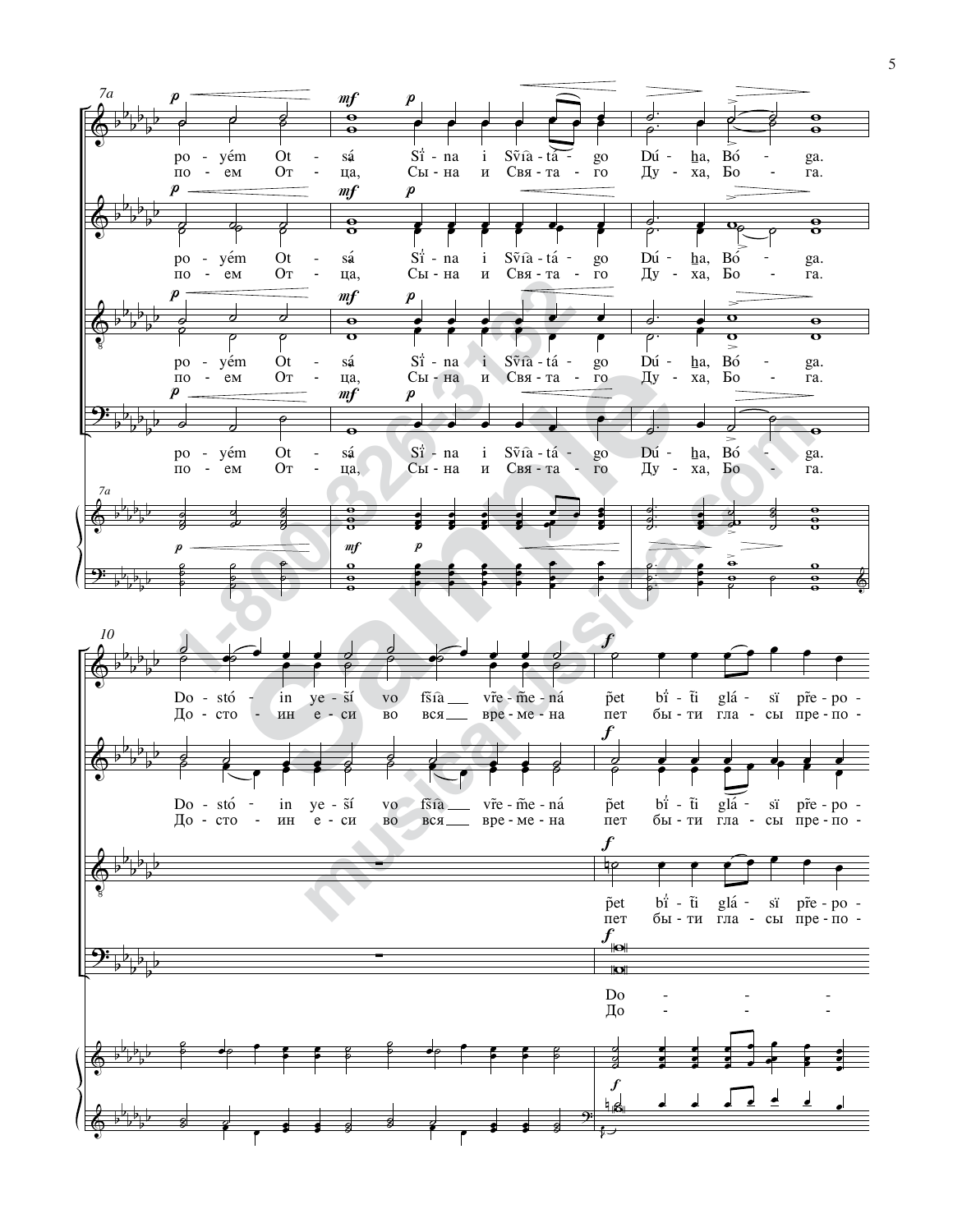ро - уе́м Оt - sá Sï - na i Svïa - tá - go Dú - ha, Bó - ga.

по - ем От - ца, Сы - на и Свя - та - го Ду - ха, Бо - га.

Do - stó - in ye - sí vo fsïa vre - me - ná pet bï - ti glá - sï pre - ro -

До - сто - ин е - си во вся вре - ме - на пет бы - ти гла - сы пре - по -

Do - - - -

До - - - -